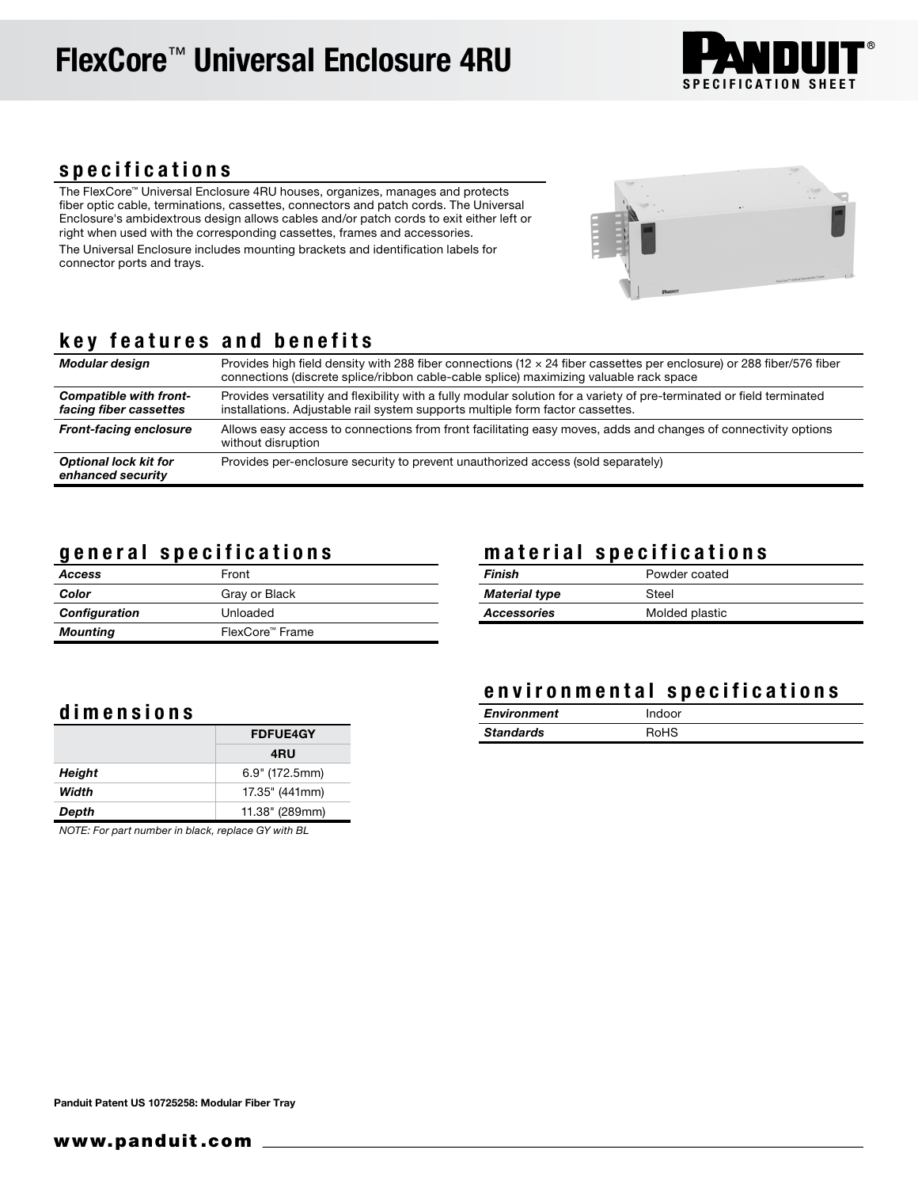# FlexCore™ Universal Enclosure 4RU

PANDUIT® SPECIFICATION SHEET

## specifications

The FlexCore™ Universal Enclosure 4RU houses, organizes, manages and protects fiber optic cable, terminations, cassettes, connectors and patch cords. The Universal Enclosure's ambidextrous design allows cables and/or patch cords to exit either left or right when used with the corresponding cassettes, frames and accessories.

The Universal Enclosure includes mounting brackets and identification labels for connector ports and trays.

## key features and benefits

| | |
|---|---|
| ***Modular design*** | Provides high field density with 288 fiber connections (12 × 24 fiber cassettes per enclosure) or 288 fiber/576 fiber connections (discrete splice/ribbon cable-cable splice) maximizing valuable rack space |
| ***Compatible with front-facing fiber cassettes*** | Provides versatility and flexibility with a fully modular solution for a variety of pre-terminated or field terminated installations. Adjustable rail system supports multiple form factor cassettes. |
| ***Front-facing enclosure*** | Allows easy access to connections from front facilitating easy moves, adds and changes of connectivity options without disruption |
| ***Optional lock kit for enhanced security*** | Provides per-enclosure security to prevent unauthorized access (sold separately) |

## general specifications

| | |
|---|---|
| ***Access*** | Front |
| ***Color*** | Gray or Black |
| ***Configuration*** | Unloaded |
| ***Mounting*** | FlexCore™ Frame |

## material specifications

| | |
|---|---|
| ***Finish*** | Powder coated |
| ***Material type*** | Steel |
| ***Accessories*** | Molded plastic |

## dimensions

| | FDFUE4GY |
|---|---|
| | 4RU |
| ***Height*** | 6.9" (172.5mm) |
| ***Width*** | 17.35" (441mm) |
| ***Depth*** | 11.38" (289mm) |

*NOTE: For part number in black, replace GY with BL*

## environmental specifications

| | |
|---|---|
| ***Environment*** | Indoor |
| ***Standards*** | RoHS |

**Panduit Patent US 10725258: Modular Fiber Tray**

**www.panduit.com**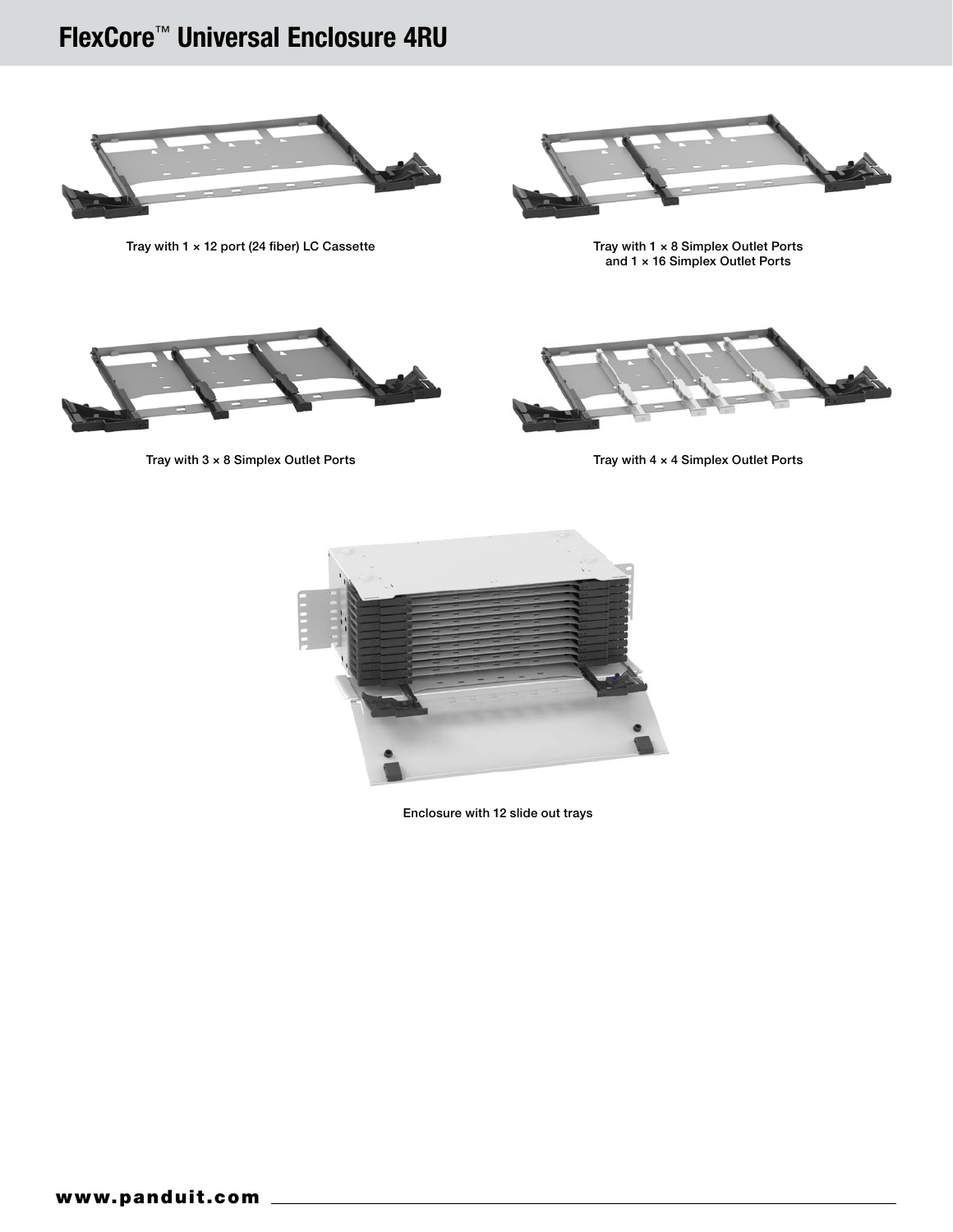# FlexCore™ Universal Enclosure 4RU

Tray with 1 × 12 port (24 fiber) LC Cassette

Tray with 1 × 8 Simplex Outlet Ports and 1 × 16 Simplex Outlet Ports

Tray with 3 × 8 Simplex Outlet Ports

Tray with 4 × 4 Simplex Outlet Ports

Enclosure with 12 slide out trays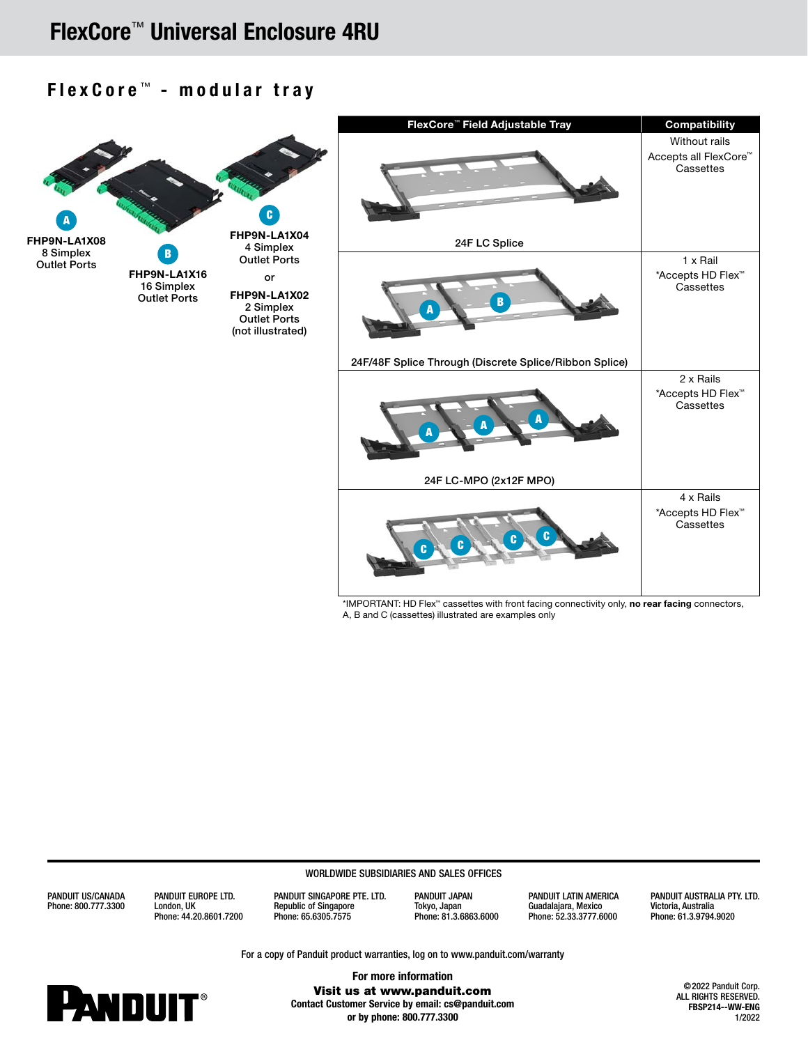# FlexCore™ Universal Enclosure 4RU

## FlexCore™ - modular tray

**A** **FHP9N-LA1X08** 8 Simplex Outlet Ports

**B** **FHP9N-LA1X16** 16 Simplex Outlet Ports

**C** **FHP9N-LA1X04** 4 Simplex Outlet Ports

or

**FHP9N-LA1X02** 2 Simplex Outlet Ports (not illustrated)

| FlexCore™ Field Adjustable Tray | Compatibility |
|---|---|
| 24F LC Splice | Without rails<br>Accepts all FlexCore™ Cassettes |
| 24F/48F Splice Through (Discrete Splice/Ribbon Splice) | 1 x Rail<br>*Accepts HD Flex™ Cassettes |
| 24F LC-MPO (2x12F MPO) | 2 x Rails<br>*Accepts HD Flex™ Cassettes |
| | 4 x Rails<br>*Accepts HD Flex™ Cassettes |

*IMPORTANT: HD Flex™ cassettes with front facing connectivity only, **no rear facing** connectors, A, B and C (cassettes) illustrated are examples only

WORLDWIDE SUBSIDIARIES AND SALES OFFICES

PANDUIT US/CANADA
Phone: 800.777.3300

PANDUIT EUROPE LTD.
London, UK
Phone: 44.20.8601.7200

PANDUIT SINGAPORE PTE. LTD.
Republic of Singapore
Phone: 65.6305.7575

PANDUIT JAPAN
Tokyo, Japan
Phone: 81.3.6863.6000

PANDUIT LATIN AMERICA
Guadalajara, Mexico
Phone: 52.33.3777.6000

PANDUIT AUSTRALIA PTY. LTD.
Victoria, Australia
Phone: 61.3.9794.9020

For a copy of Panduit product warranties, log on to www.panduit.com/warranty

For more information
**Visit us at www.panduit.com**
Contact Customer Service by email: cs@panduit.com
or by phone: 800.777.3300

©2022 Panduit Corp.
ALL RIGHTS RESERVED.
FBSP214--WW-ENG
1/2022